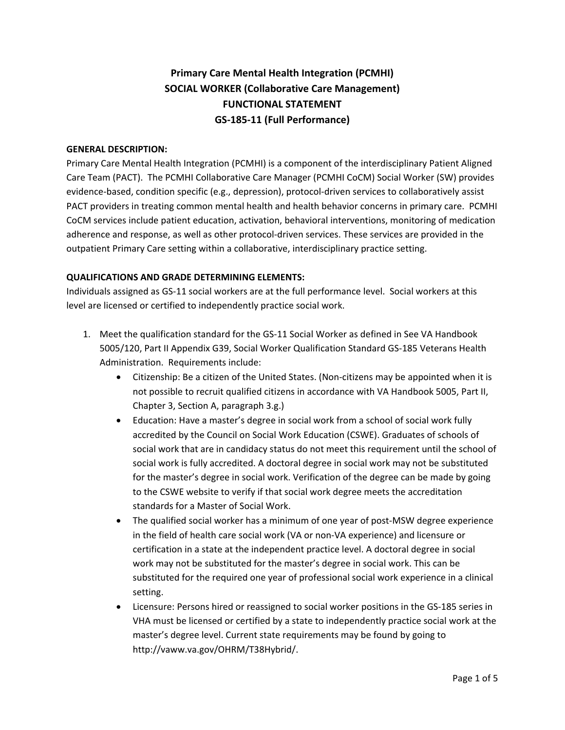# Primary Care Mental Health Integration (PCMHI)
# SOCIAL WORKER (Collaborative Care Management)
# FUNCTIONAL STATEMENT
# GS-185-11 (Full Performance)

**GENERAL DESCRIPTION:**

Primary Care Mental Health Integration (PCMHI) is a component of the interdisciplinary Patient Aligned Care Team (PACT). The PCMHI Collaborative Care Manager (PCMHI CoCM) Social Worker (SW) provides evidence-based, condition specific (e.g., depression), protocol-driven services to collaboratively assist PACT providers in treating common mental health and health behavior concerns in primary care. PCMHI CoCM services include patient education, activation, behavioral interventions, monitoring of medication adherence and response, as well as other protocol-driven services. These services are provided in the outpatient Primary Care setting within a collaborative, interdisciplinary practice setting.

**QUALIFICATIONS AND GRADE DETERMINING ELEMENTS:**

Individuals assigned as GS-11 social workers are at the full performance level. Social workers at this level are licensed or certified to independently practice social work.

1. Meet the qualification standard for the GS-11 Social Worker as defined in See VA Handbook 5005/120, Part II Appendix G39, Social Worker Qualification Standard GS-185 Veterans Health Administration. Requirements include:
   - Citizenship: Be a citizen of the United States. (Non-citizens may be appointed when it is not possible to recruit qualified citizens in accordance with VA Handbook 5005, Part II, Chapter 3, Section A, paragraph 3.g.)
   - Education: Have a master's degree in social work from a school of social work fully accredited by the Council on Social Work Education (CSWE). Graduates of schools of social work that are in candidacy status do not meet this requirement until the school of social work is fully accredited. A doctoral degree in social work may not be substituted for the master's degree in social work. Verification of the degree can be made by going to the CSWE website to verify if that social work degree meets the accreditation standards for a Master of Social Work.
   - The qualified social worker has a minimum of one year of post-MSW degree experience in the field of health care social work (VA or non-VA experience) and licensure or certification in a state at the independent practice level. A doctoral degree in social work may not be substituted for the master's degree in social work. This can be substituted for the required one year of professional social work experience in a clinical setting.
   - Licensure: Persons hired or reassigned to social worker positions in the GS-185 series in VHA must be licensed or certified by a state to independently practice social work at the master's degree level. Current state requirements may be found by going to http://vaww.va.gov/OHRM/T38Hybrid/.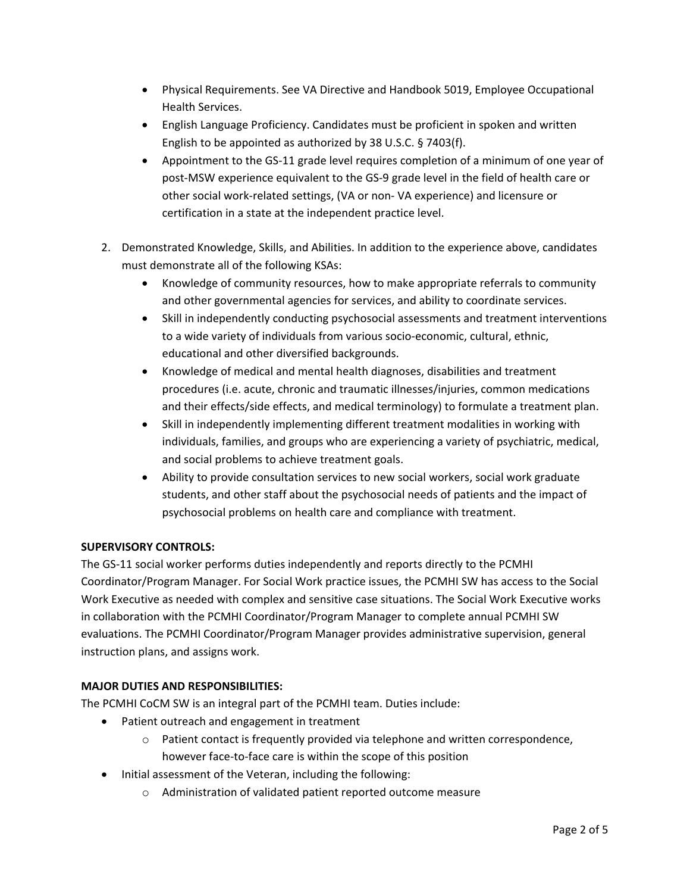- Physical Requirements. See VA Directive and Handbook 5019, Employee Occupational Health Services.
- English Language Proficiency. Candidates must be proficient in spoken and written English to be appointed as authorized by 38 U.S.C. § 7403(f).
- Appointment to the GS-11 grade level requires completion of a minimum of one year of post-MSW experience equivalent to the GS-9 grade level in the field of health care or other social work-related settings, (VA or non- VA experience) and licensure or certification in a state at the independent practice level.

2. Demonstrated Knowledge, Skills, and Abilities. In addition to the experience above, candidates must demonstrate all of the following KSAs:
   - Knowledge of community resources, how to make appropriate referrals to community and other governmental agencies for services, and ability to coordinate services.
   - Skill in independently conducting psychosocial assessments and treatment interventions to a wide variety of individuals from various socio-economic, cultural, ethnic, educational and other diversified backgrounds.
   - Knowledge of medical and mental health diagnoses, disabilities and treatment procedures (i.e. acute, chronic and traumatic illnesses/injuries, common medications and their effects/side effects, and medical terminology) to formulate a treatment plan.
   - Skill in independently implementing different treatment modalities in working with individuals, families, and groups who are experiencing a variety of psychiatric, medical, and social problems to achieve treatment goals.
   - Ability to provide consultation services to new social workers, social work graduate students, and other staff about the psychosocial needs of patients and the impact of psychosocial problems on health care and compliance with treatment.

**SUPERVISORY CONTROLS:**

The GS-11 social worker performs duties independently and reports directly to the PCMHI Coordinator/Program Manager. For Social Work practice issues, the PCMHI SW has access to the Social Work Executive as needed with complex and sensitive case situations. The Social Work Executive works in collaboration with the PCMHI Coordinator/Program Manager to complete annual PCMHI SW evaluations. The PCMHI Coordinator/Program Manager provides administrative supervision, general instruction plans, and assigns work.

**MAJOR DUTIES AND RESPONSIBILITIES:**

The PCMHI CoCM SW is an integral part of the PCMHI team. Duties include:

- Patient outreach and engagement in treatment
  - Patient contact is frequently provided via telephone and written correspondence, however face-to-face care is within the scope of this position
- Initial assessment of the Veteran, including the following:
  - Administration of validated patient reported outcome measure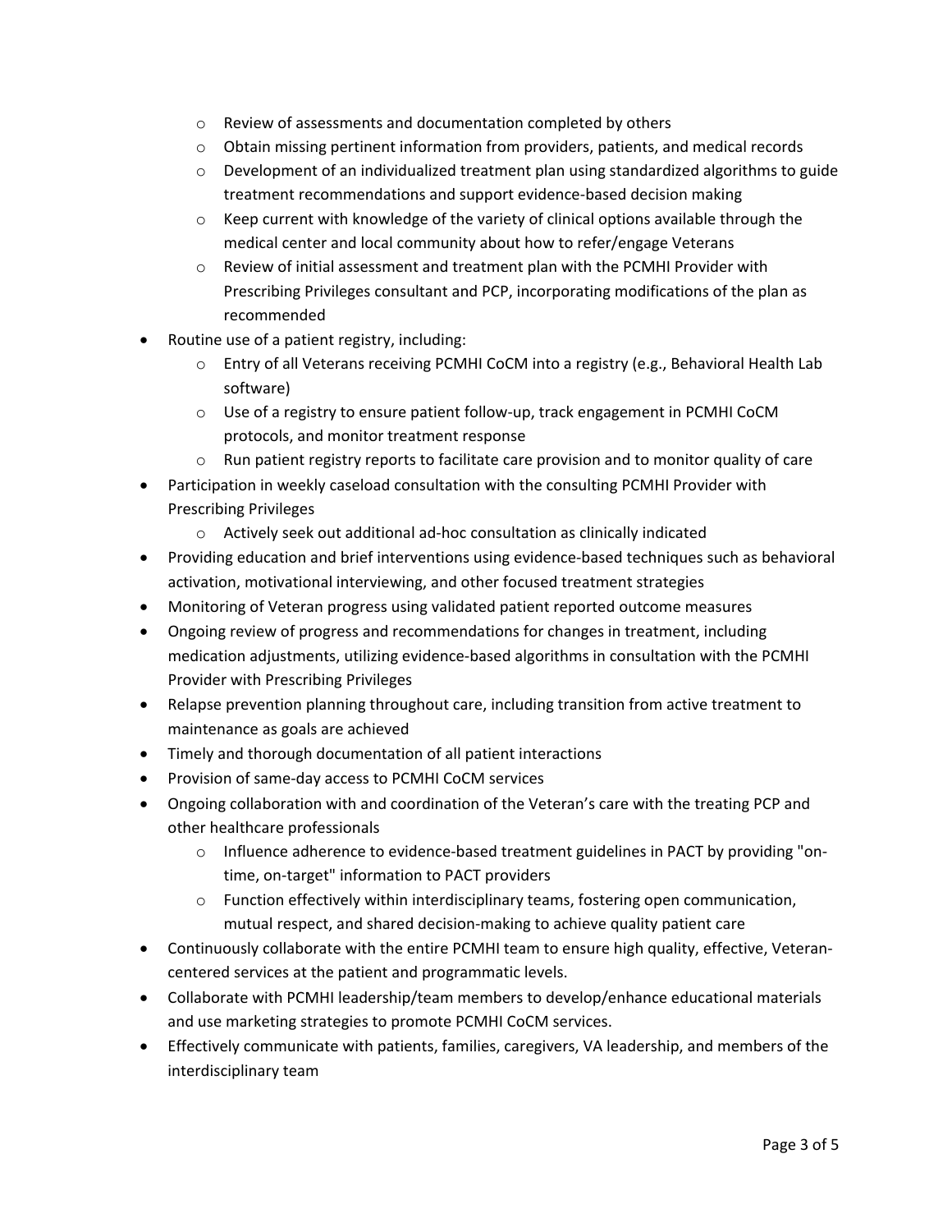- Review of assessments and documentation completed by others
  - Obtain missing pertinent information from providers, patients, and medical records
  - Development of an individualized treatment plan using standardized algorithms to guide treatment recommendations and support evidence-based decision making
  - Keep current with knowledge of the variety of clinical options available through the medical center and local community about how to refer/engage Veterans
  - Review of initial assessment and treatment plan with the PCMHI Provider with Prescribing Privileges consultant and PCP, incorporating modifications of the plan as recommended
- Routine use of a patient registry, including:
  - Entry of all Veterans receiving PCMHI CoCM into a registry (e.g., Behavioral Health Lab software)
  - Use of a registry to ensure patient follow-up, track engagement in PCMHI CoCM protocols, and monitor treatment response
  - Run patient registry reports to facilitate care provision and to monitor quality of care
- Participation in weekly caseload consultation with the consulting PCMHI Provider with Prescribing Privileges
  - Actively seek out additional ad-hoc consultation as clinically indicated
- Providing education and brief interventions using evidence-based techniques such as behavioral activation, motivational interviewing, and other focused treatment strategies
- Monitoring of Veteran progress using validated patient reported outcome measures
- Ongoing review of progress and recommendations for changes in treatment, including medication adjustments, utilizing evidence-based algorithms in consultation with the PCMHI Provider with Prescribing Privileges
- Relapse prevention planning throughout care, including transition from active treatment to maintenance as goals are achieved
- Timely and thorough documentation of all patient interactions
- Provision of same-day access to PCMHI CoCM services
- Ongoing collaboration with and coordination of the Veteran's care with the treating PCP and other healthcare professionals
  - Influence adherence to evidence-based treatment guidelines in PACT by providing "on-time, on-target" information to PACT providers
  - Function effectively within interdisciplinary teams, fostering open communication, mutual respect, and shared decision-making to achieve quality patient care
- Continuously collaborate with the entire PCMHI team to ensure high quality, effective, Veteran-centered services at the patient and programmatic levels.
- Collaborate with PCMHI leadership/team members to develop/enhance educational materials and use marketing strategies to promote PCMHI CoCM services.
- Effectively communicate with patients, families, caregivers, VA leadership, and members of the interdisciplinary team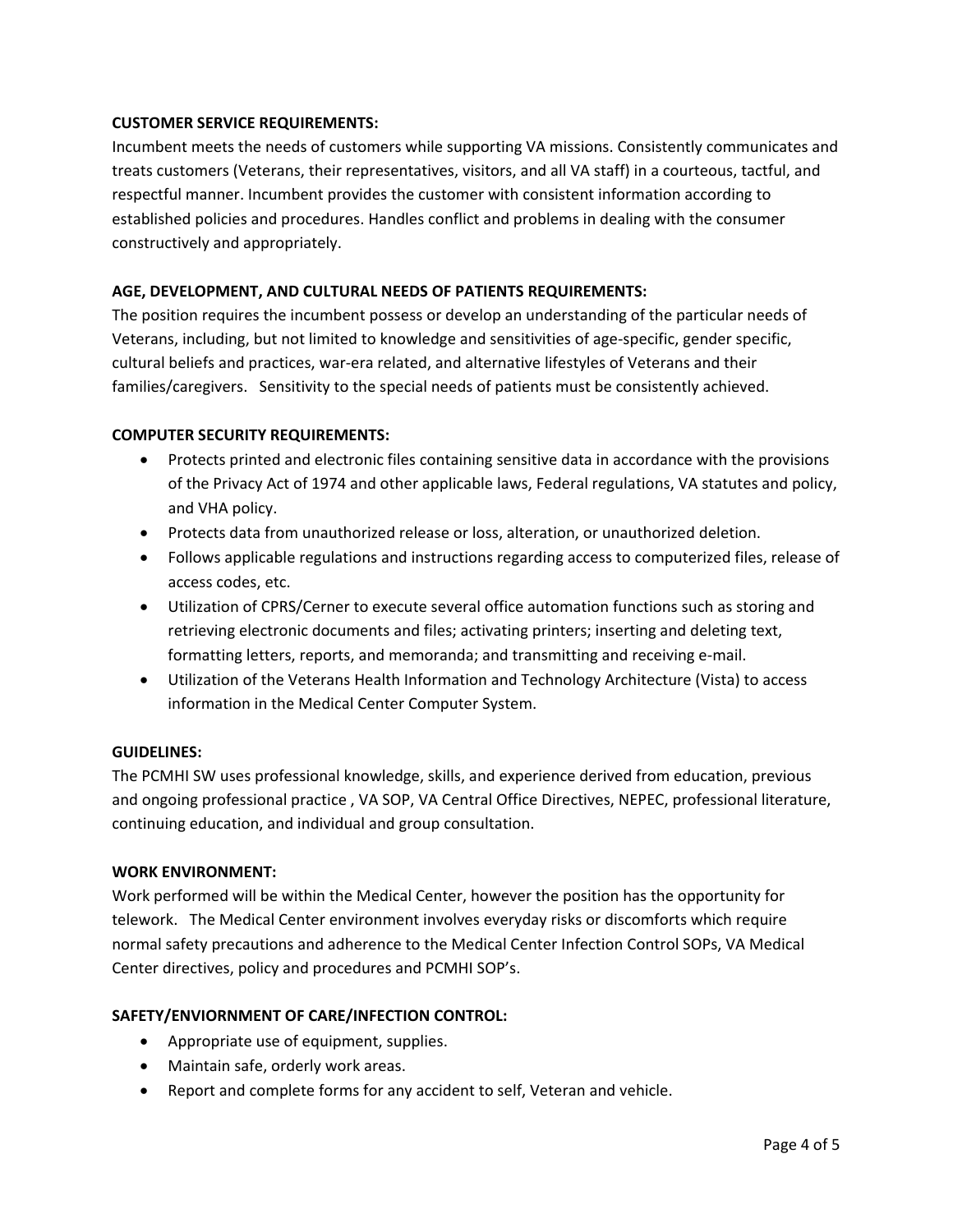**CUSTOMER SERVICE REQUIREMENTS:**

Incumbent meets the needs of customers while supporting VA missions. Consistently communicates and treats customers (Veterans, their representatives, visitors, and all VA staff) in a courteous, tactful, and respectful manner. Incumbent provides the customer with consistent information according to established policies and procedures. Handles conflict and problems in dealing with the consumer constructively and appropriately.

**AGE, DEVELOPMENT, AND CULTURAL NEEDS OF PATIENTS REQUIREMENTS:**

The position requires the incumbent possess or develop an understanding of the particular needs of Veterans, including, but not limited to knowledge and sensitivities of age-specific, gender specific, cultural beliefs and practices, war-era related, and alternative lifestyles of Veterans and their families/caregivers. Sensitivity to the special needs of patients must be consistently achieved.

**COMPUTER SECURITY REQUIREMENTS:**

- Protects printed and electronic files containing sensitive data in accordance with the provisions of the Privacy Act of 1974 and other applicable laws, Federal regulations, VA statutes and policy, and VHA policy.
- Protects data from unauthorized release or loss, alteration, or unauthorized deletion.
- Follows applicable regulations and instructions regarding access to computerized files, release of access codes, etc.
- Utilization of CPRS/Cerner to execute several office automation functions such as storing and retrieving electronic documents and files; activating printers; inserting and deleting text, formatting letters, reports, and memoranda; and transmitting and receiving e-mail.
- Utilization of the Veterans Health Information and Technology Architecture (Vista) to access information in the Medical Center Computer System.

**GUIDELINES:**

The PCMHI SW uses professional knowledge, skills, and experience derived from education, previous and ongoing professional practice , VA SOP, VA Central Office Directives, NEPEC, professional literature, continuing education, and individual and group consultation.

**WORK ENVIRONMENT:**

Work performed will be within the Medical Center, however the position has the opportunity for telework. The Medical Center environment involves everyday risks or discomforts which require normal safety precautions and adherence to the Medical Center Infection Control SOPs, VA Medical Center directives, policy and procedures and PCMHI SOP's.

**SAFETY/ENVIORNMENT OF CARE/INFECTION CONTROL:**

- Appropriate use of equipment, supplies.
- Maintain safe, orderly work areas.
- Report and complete forms for any accident to self, Veteran and vehicle.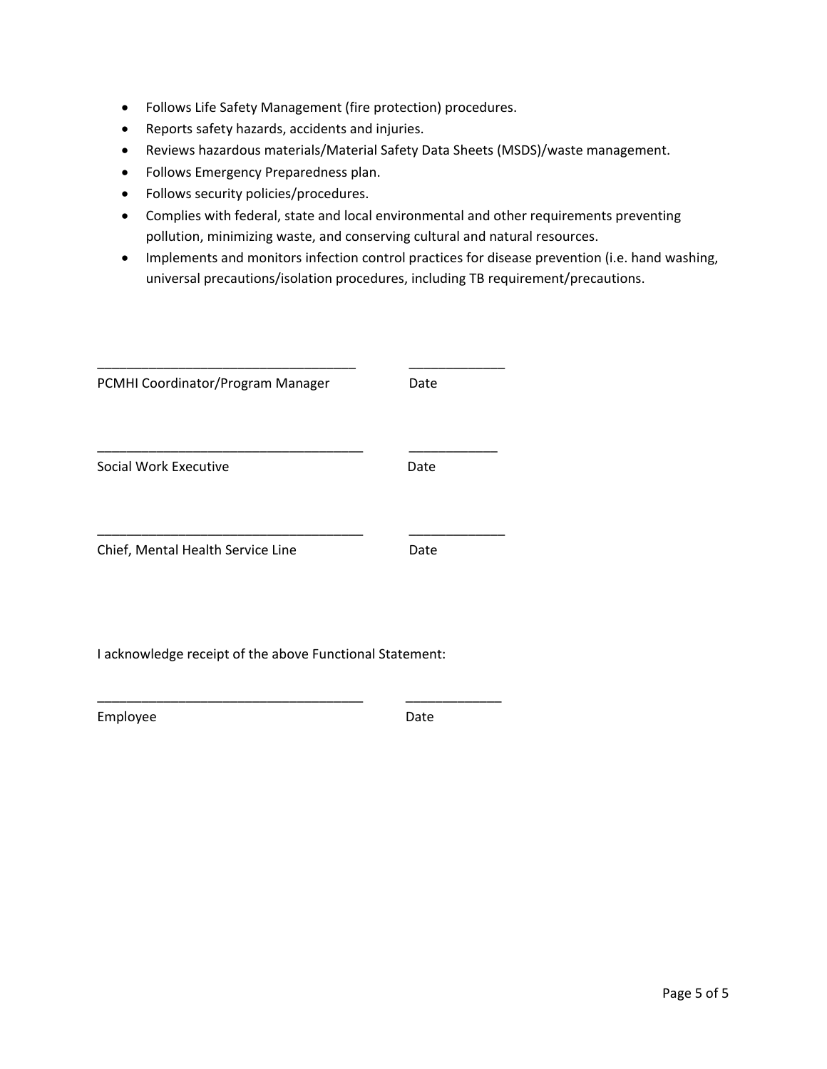- Follows Life Safety Management (fire protection) procedures.
- Reports safety hazards, accidents and injuries.
- Reviews hazardous materials/Material Safety Data Sheets (MSDS)/waste management.
- Follows Emergency Preparedness plan.
- Follows security policies/procedures.
- Complies with federal, state and local environmental and other requirements preventing pollution, minimizing waste, and conserving cultural and natural resources.
- Implements and monitors infection control practices for disease prevention (i.e. hand washing, universal precautions/isolation procedures, including TB requirement/precautions.

___________________________________ _____________

PCMHI Coordinator/Program Manager Date

___________________________________ _____________

Social Work Executive Date

___________________________________ _____________

Chief, Mental Health Service Line Date

I acknowledge receipt of the above Functional Statement:

___________________________________ _____________

Employee Date